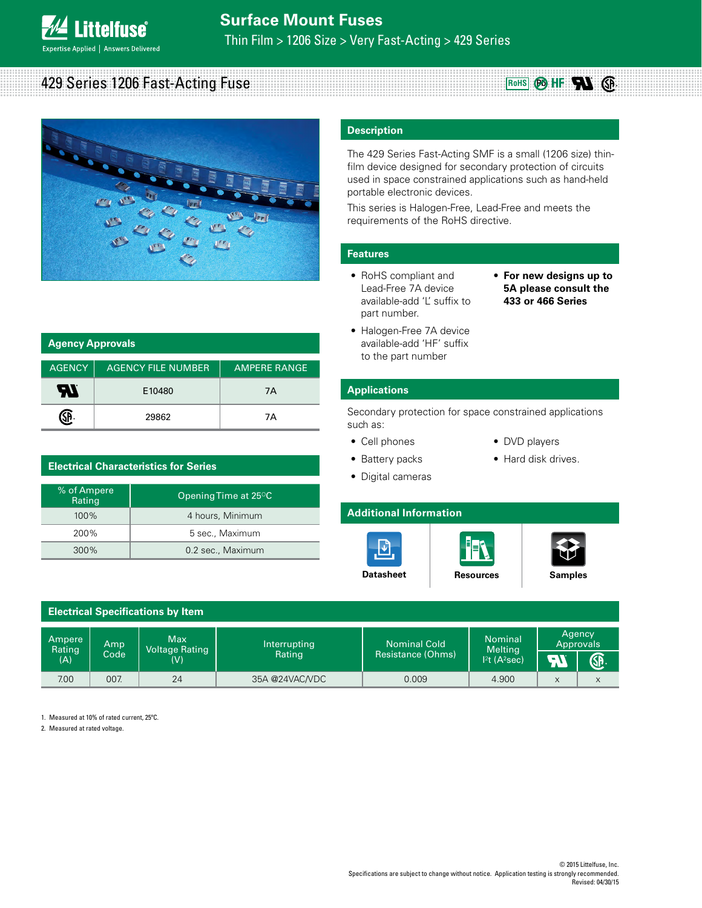# Surface Mount Fuses

Thin Film > 1206 Size > Very Fast-Acting > 429 Series

## 429 Series 1206 Fast-Acting Fuse

## Description

The 429 Series Fast-Acting SMF is a small (1206 size) thin-film device designed for secondary protection of circuits used in space constrained applications such as hand-held portable electronic devices.

This series is Halogen-Free, Lead-Free and meets the requirements of the RoHS directive.

## Features

- RoHS compliant and Lead-Free 7A device available-add 'L' suffix to part number.
- Halogen-Free 7A device available-add 'HF' suffix to the part number
- **For new designs up to 5A please consult the 433 or 466 Series**

## Agency Approvals

| AGENCY | AGENCY FILE NUMBER | AMPERE RANGE |
|---|---|---|
| UL | E10480 | 7A |
| CSA | 29862 | 7A |

## Applications

Secondary protection for space constrained applications such as:

- Cell phones
- Battery packs
- Digital cameras
- DVD players
- Hard disk drives.

## Electrical Characteristics for Series

| % of Ampere Rating | Opening Time at 25°C |
|---|---|
| 100% | 4 hours, Minimum |
| 200% | 5 sec., Maximum |
| 300% | 0.2 sec., Maximum |

## Additional Information

Datasheet | Resources | Samples

## Electrical Specifications by Item

| Ampere Rating (A) | Amp Code | Max Voltage Rating (V) | Interrupting Rating | Nominal Cold Resistance (Ohms) | Nominal Melting $I^2t$ ($A^2sec$) | Agency Approvals | |
|---|---|---|---|---|---|---|---|
| | | | | | | UL | CSA |
| 7.00 | 007. | 24 | 35A @24VAC/VDC | 0.009 | 4.900 | x | x |

1. Measured at 10% of rated current, 25°C.
2. Measured at rated voltage.

© 2015 Littelfuse, Inc.
Specifications are subject to change without notice. Application testing is strongly recommended.
Revised: 04/30/15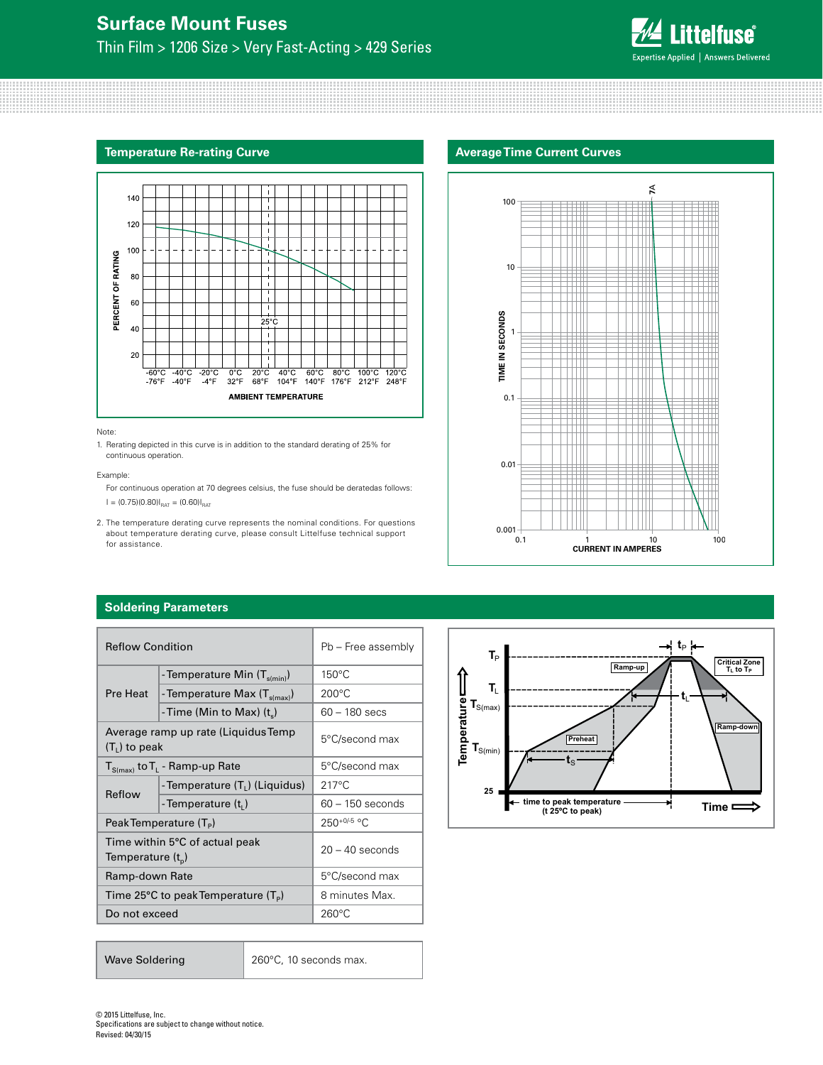## Temperature Re-rating Curve

Note:

1. Rerating depicted in this curve is in addition to the standard derating of 25% for continuous operation.

Example:

For continuous operation at 70 degrees celsius, the fuse should be deratedas follows:

$I = (0.75)(0.80)I_{RAT} = (0.60)I_{RAT}$

2. The temperature derating curve represents the nominal conditions. For questions about temperature derating curve, please consult Littelfuse technical support for assistance.

## Average Time Current Curves

## Soldering Parameters

| Reflow Condition | | Pb – Free assembly |
|---|---|---|
| Pre Heat | - Temperature Min ($T_{s(min)}$) | 150°C |
| | - Temperature Max ($T_{s(max)}$) | 200°C |
| | - Time (Min to Max) ($t_s$) | 60 – 180 secs |
| Average ramp up rate (Liquidus Temp ($T_L$) to peak | | 5°C/second max |
| $T_{S(max)}$ to $T_L$ - Ramp-up Rate | | 5°C/second max |
| Reflow | - Temperature ($T_L$) (Liquidus) | 217°C |
| | - Temperature ($t_L$) | 60 – 150 seconds |
| Peak Temperature ($T_P$) | | $250^{+0/-5}$ °C |
| Time within 5°C of actual peak Temperature ($t_p$) | | 20 – 40 seconds |
| Ramp-down Rate | | 5°C/second max |
| Time 25°C to peak Temperature ($T_P$) | | 8 minutes Max. |
| Do not exceed | | 260°C |

| Wave Soldering | 260°C, 10 seconds max. |
|---|---|

© 2015 Littelfuse, Inc.
Specifications are subject to change without notice.
Revised: 04/30/15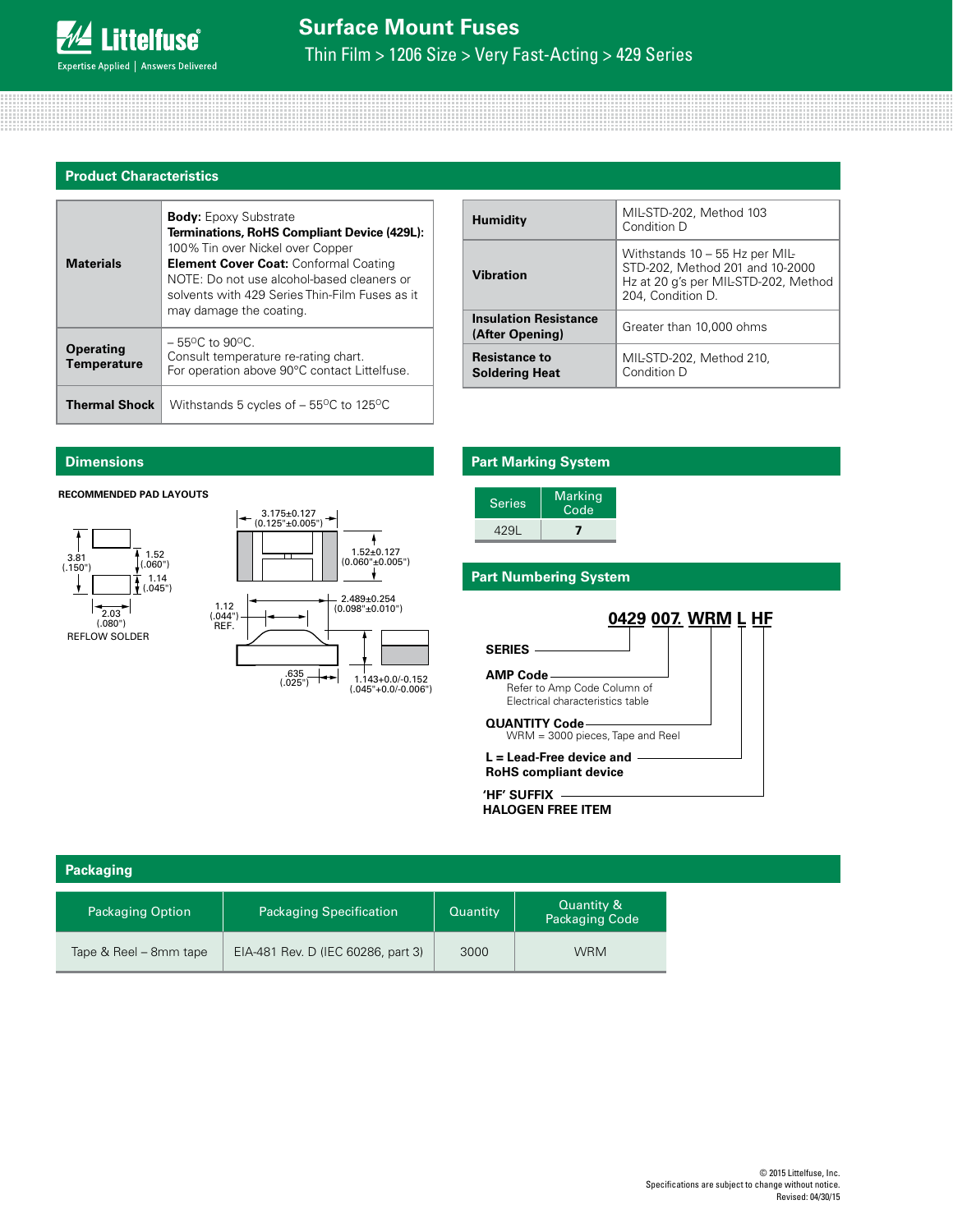## Product Characteristics

| | |
|---|---|
| **Materials** | **Body:** Epoxy Substrate<br>**Terminations, RoHS Compliant Device (429L):** 100% Tin over Nickel over Copper<br>**Element Cover Coat:** Conformal Coating<br>NOTE: Do not use alcohol-based cleaners or solvents with 429 Series Thin-Film Fuses as it may damage the coating. |
| **Operating Temperature** | – 55ºC to 90ºC.<br>Consult temperature re-rating chart.<br>For operation above 90°C contact Littelfuse. |
| **Thermal Shock** | Withstands 5 cycles of – 55ºC to 125ºC |

| | |
|---|---|
| **Humidity** | MIL-STD-202, Method 103 Condition D |
| **Vibration** | Withstands 10 – 55 Hz per MIL-STD-202, Method 201 and 10-2000 Hz at 20 g's per MIL-STD-202, Method 204, Condition D. |
| **Insulation Resistance (After Opening)** | Greater than 10,000 ohms |
| **Resistance to Soldering Heat** | MIL-STD-202, Method 210, Condition D |

## Dimensions

RECOMMENDED PAD LAYOUTS

3.81 (.150")
1.52 (.060")
1.14 (.045")
2.03 (.080")
REFLOW SOLDER

3.175±0.127 (0.125"±0.005")
1.52±0.127 (0.060"±0.005")
2.489±0.254 (0.098"±0.010")
1.12 (.044") REF.
.635 (.025")
1.143+0.0/-0.152 (.045"+0.0/-0.006")

## Part Marking System

| Series | Marking Code |
|---|---|
| 429L | **7** |

## Part Numbering System

**0429 007. WRM L HF**

**SERIES**

**AMP Code**
Refer to Amp Code Column of Electrical characteristics table

**QUANTITY Code**
WRM = 3000 pieces, Tape and Reel

**L = Lead-Free device and RoHS compliant device**

**'HF' SUFFIX HALOGEN FREE ITEM**

## Packaging

| Packaging Option | Packaging Specification | Quantity | Quantity & Packaging Code |
|---|---|---|---|
| Tape & Reel – 8mm tape | EIA-481 Rev. D (IEC 60286, part 3) | 3000 | WRM |

© 2015 Littelfuse, Inc.
Specifications are subject to change without notice.
Revised: 04/30/15